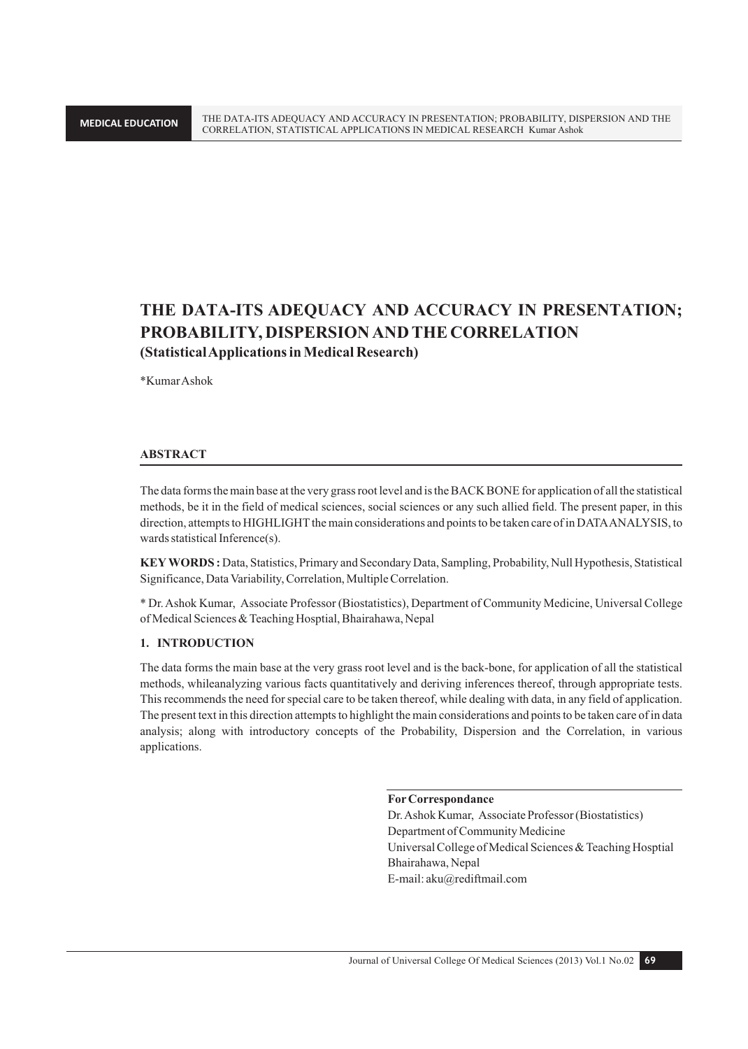# THE DATA-ITS ADEQUACY AND ACCURACY IN PRESENTATION; PROBABILITY, DISPERSION AND THE CORRELATION
### (Statistical Applications in Medical Research)

*Kumar Ashok

## ABSTRACT

The data forms the main base at the very grass root level and is the BACK BONE for application of all the statistical methods, be it in the field of medical sciences, social sciences or any such allied field. The present paper, in this direction, attempts to HIGHLIGHT the main considerations and points to be taken care of in DATA ANALYSIS, to wards statistical Inference(s).

**KEY WORDS :** Data, Statistics, Primary and Secondary Data, Sampling, Probability, Null Hypothesis, Statistical Significance, Data Variability, Correlation, Multiple Correlation.

* Dr. Ashok Kumar, Associate Professor (Biostatistics), Department of Community Medicine, Universal College of Medical Sciences & Teaching Hosptial, Bhairahawa, Nepal

## 1. INTRODUCTION

The data forms the main base at the very grass root level and is the back-bone, for application of all the statistical methods, whileanalyzing various facts quantitatively and deriving inferences thereof, through appropriate tests. This recommends the need for special care to be taken thereof, while dealing with data, in any field of application. The present text in this direction attempts to highlight the main considerations and points to be taken care of in data analysis; along with introductory concepts of the Probability, Dispersion and the Correlation, in various applications.

**For Correspondance**
Dr. Ashok Kumar, Associate Professor (Biostatistics)
Department of Community Medicine
Universal College of Medical Sciences & Teaching Hosptial
Bhairahawa, Nepal
E-mail: aku@rediftmail.com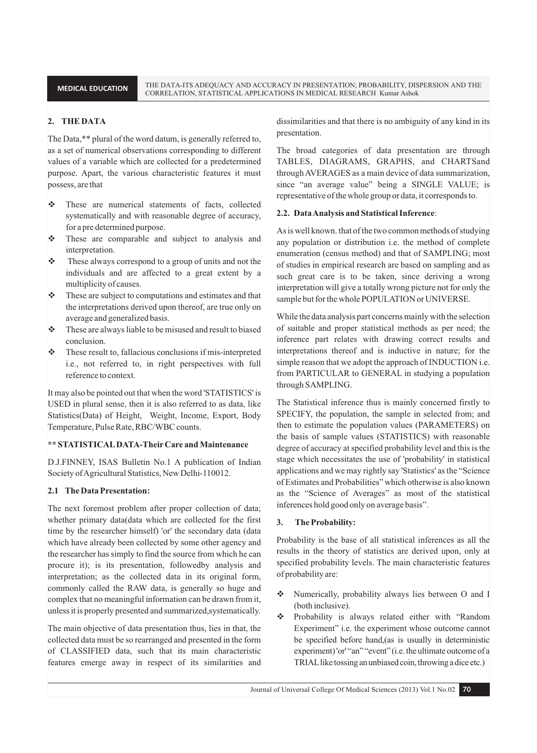## 2. THE DATA

The Data,** plural of the word datum, is generally referred to, as a set of numerical observations corresponding to different values of a variable which are collected for a predetermined purpose. Apart, the various characteristic features it must possess, are that

- These are numerical statements of facts, collected systematically and with reasonable degree of accuracy, for a pre determined purpose.
- These are comparable and subject to analysis and interpretation.
- These always correspond to a group of units and not the individuals and are affected to a great extent by a multiplicity of causes.
- These are subject to computations and estimates and that the interpretations derived upon thereof, are true only on average and generalized basis.
- These are always liable to be misused and result to biased conclusion.
- These result to, fallacious conclusions if mis-interpreted i.e., not referred to, in right perspectives with full reference to context.

It may also be pointed out that when the word 'STATISTICS' is USED in plural sense, then it is also referred to as data, like Statistics(Data) of Height, Weight, Income, Export, Body Temperature, Pulse Rate, RBC/WBC counts.

**** STATISTICAL DATA-Their Care and Maintenance**

D.J.FINNEY, ISAS Bulletin No.1 A publication of Indian Society of Agricultural Statistics, New Delhi-110012.

### 2.1 The Data Presentation:

The next foremost problem after proper collection of data; whether primary data(data which are collected for the first time by the researcher himself) 'or' the secondary data (data which have already been collected by some other agency and the researcher has simply to find the source from which he can procure it); is its presentation, followedby analysis and interpretation; as the collected data in its original form, commonly called the RAW data, is generally so huge and complex that no meaningful information can be drawn from it, unless it is properly presented and summarized,systematically.

The main objective of data presentation thus, lies in that, the collected data must be so rearranged and presented in the form of CLASSIFIED data, such that its main characteristic features emerge away in respect of its similarities and dissimilarities and that there is no ambiguity of any kind in its presentation.

The broad categories of data presentation are through TABLES, DIAGRAMS, GRAPHS, and CHARTSand through AVERAGES as a main device of data summarization, since "an average value" being a SINGLE VALUE; is representative of the whole group or data, it corresponds to.

### 2.2. Data Analysis and Statistical Inference:

As is well known. that of the two common methods of studying any population or distribution i.e. the method of complete enumeration (census method) and that of SAMPLING; most of studies in empirical research are based on sampling and as such great care is to be taken, since deriving a wrong interpretation will give a totally wrong picture not for only the sample but for the whole POPULATION or UNIVERSE.

While the data analysis part concerns mainly with the selection of suitable and proper statistical methods as per need; the inference part relates with drawing correct results and interpretations thereof and is inductive in nature; for the simple reason that we adopt the approach of INDUCTION i.e. from PARTICULAR to GENERAL in studying a population through SAMPLING.

The Statistical inference thus is mainly concerned firstly to SPECIFY, the population, the sample in selected from; and then to estimate the population values (PARAMETERS) on the basis of sample values (STATISTICS) with reasonable degree of accuracy at specified probability level and this is the stage which necessitates the use of 'probability' in statistical applications and we may rightly say 'Statistics' as the "Science of Estimates and Probabilities" which otherwise is also known as the "Science of Averages" as most of the statistical inferences hold good only on average basis".

## 3. The Probability:

Probability is the base of all statistical inferences as all the results in the theory of statistics are derived upon, only at specified probability levels. The main characteristic features of probability are:

- Numerically, probability always lies between O and I (both inclusive).
- Probability is always related either with "Random Experiment" i.e. the experiment whose outcome cannot be specified before hand,(as is usually in deterministic experiment) 'or' "an" "event" (i.e. the ultimate outcome of a TRIAL like tossing an unbiased coin, throwing a dice etc.)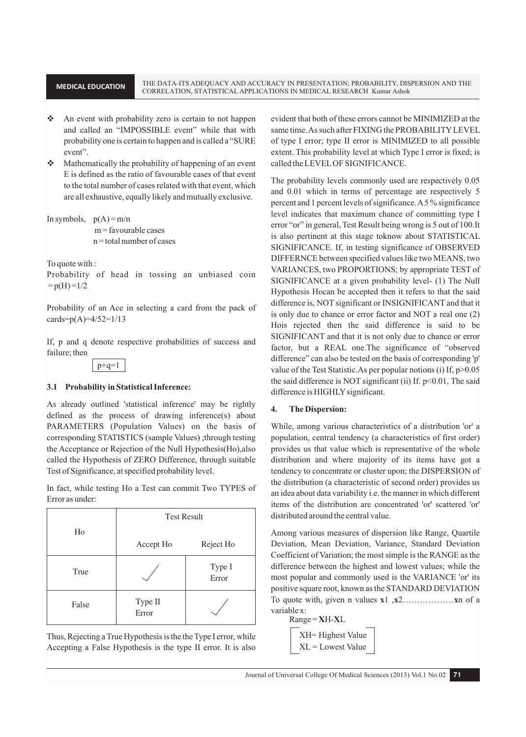- An event with probability zero is certain to not happen and called an "IMPOSSIBLE event" while that with probability one is certain to happen and is called a "SURE event".
- Mathematically the probability of happening of an event E is defined as the ratio of favourable cases of that event to the total number of cases related with that event, which are all exhaustive, equally likely and mutually exclusive.

In symbols, $p(A) = m/n$

m = favourable cases

n = total number of cases

To quote with :

Probability of head in tossing an unbiased coin $= p(H) = 1/2$

Probability of an Ace in selecting a card from the pack of cards$=p(A)=4/52=1/13$

If, p and q denote respective probabilities of success and failure; then

$$p+q=1$$

### 3.1 Probability in Statistical Inference:

As already outlined 'statistical inference' may be rightly defined as the process of drawing inference(s) about PARAMETERS (Population Values) on the basis of corresponding STATISTICS (sample Values) ;through testing the Acceptance or Rejection of the Null Hypothesis(Ho),also called the Hypothesis of ZERO Difference, through suitable Test of Significance, at specified probability level.

In fact, while testing Ho a Test can commit Two TYPES of Error as under:

| Ho | Test Result | |
|---|---|---|
| | Accept Ho | Reject Ho |
| True | ✓ | Type I Error |
| False | Type II Error | ✓ |

Thus, Rejecting a True Hypothesis is the the Type I error, while Accepting a False Hypothesis is the type II error. It is also evident that both of these errors cannot be MINIMIZED at the same time. As such after FIXING the PROBABILITY LEVEL of type I error; type II error is MINIMIZED to all possible extent. This probability level at which Type I error is fixed; is called the LEVEL OF SIGNIFICANCE.

The probability levels commonly used are respectively 0.05 and 0.01 which in terms of percentage are respectively 5 percent and 1 percent levels of significance. A 5 % significance level indicates that maximum chance of committing type I error "or" in general, Test Result being wrong is 5 out of 100.It is also pertinent at this stage toknow about STATISTICAL SIGNIFICANCE. If, in testing significance of OBSERVED DIFFERNCE between specified values like two MEANS, two VARIANCES, two PROPORTIONS; by appropriate TEST of SIGNIFICANCE at a given probability level- (1) The Null Hypothesis Hocan be accepted then it refers to that the said difference is, NOT significant or INSIGNIFICANT and that it is only due to chance or error factor and NOT a real one (2) Hois rejected then the said difference is said to be SIGNIFICANT and that it is not only due to chance or error factor, but a REAL one.The significance of "observed difference" can also be tested on the basis of corresponding 'p' value of the Test Statistic.As per popular notions (i) If, $p>0.05$ the said difference is NOT significant (ii) If. $p<0.01$, The said difference is HIGHLY significant.

## 4. The Dispersion:

While, among various characteristics of a distribution 'or' a population, central tendency (a characteristics of first order) provides us that value which is representative of the whole distribution and where majority of its items have got a tendency to concentrate or cluster upon; the DISPERSION of the distribution (a characteristic of second order) provides us an idea about data variability i.e. the manner in which different items of the distribution are concentrated 'or' scattered 'or' distributed around the central value.

Among various measures of dispersion like Range, Quartile Deviation, Mean Deviation, Variance, Standard Deviation Coefficient of Variation; the most simple is the RANGE as the difference between the highest and lowest values; while the most popular and commonly used is the VARIANCE 'or' its positive square root, known as the STANDARD DEVIATION To quote with, given n values $\mathbf{x}_1$ ,$\mathbf{x}_2$………………$\mathbf{x}_n$ of a variable x:

$$\text{Range} = \mathbf{X}_H - \mathbf{X}_L$$

XH= Highest Value

XL = Lowest Value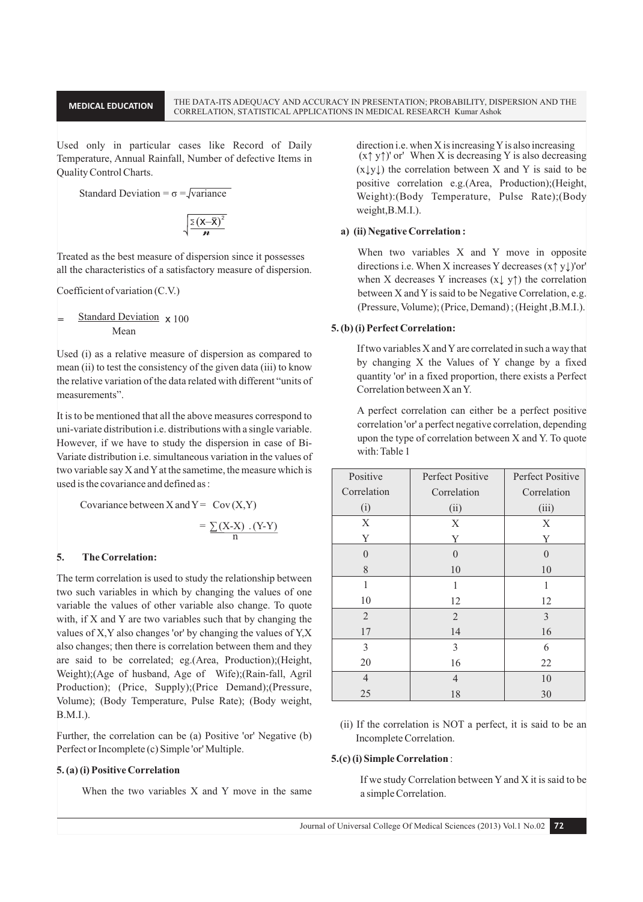Used only in particular cases like Record of Daily Temperature, Annual Rainfall, Number of defective Items in Quality Control Charts.

Standard Deviation = $\sigma = \sqrt{\text{variance}}$

$$\sqrt{\frac{\Sigma(X-\bar{X})^2}{n}}$$

Treated as the best measure of dispersion since it possesses all the characteristics of a satisfactory measure of dispersion.

Coefficient of variation (C.V.)

$$= \frac{\text{Standard Deviation}}{\text{Mean}} \times 100$$

Used (i) as a relative measure of dispersion as compared to mean (ii) to test the consistency of the given data (iii) to know the relative variation of the data related with different "units of measurements".

It is to be mentioned that all the above measures correspond to uni-variate distribution i.e. distributions with a single variable. However, if we have to study the dispersion in case of Bi-Variate distribution i.e. simultaneous variation in the values of two variable say X and Y at the sametime, the measure which is used is the covariance and defined as :

Covariance between X and Y = Cov (X,Y)

$$= \frac{\sum (X-X) \cdot (Y-Y)}{n}$$

## 5. The Correlation:

The term correlation is used to study the relationship between two such variables in which by changing the values of one variable the values of other variable also change. To quote with, if X and Y are two variables such that by changing the values of X,Y also changes 'or' by changing the values of Y,X also changes; then there is correlation between them and they are said to be correlated; eg.(Area, Production);(Height, Weight);(Age of husband, Age of Wife);(Rain-fall, Agril Production); (Price, Supply);(Price Demand);(Pressure, Volume); (Body Temperature, Pulse Rate); (Body weight, B.M.I.).

Further, the correlation can be (a) Positive 'or' Negative (b) Perfect or Incomplete (c) Simple 'or' Multiple.

### 5. (a) (i) Positive Correlation

When the two variables X and Y move in the same direction i.e. when X is increasing Y is also increasing (x↑ y↑)' or' When X is decreasing Y is also decreasing (x↓y↓) the correlation between X and Y is said to be positive correlation e.g.(Area, Production);(Height, Weight):(Body Temperature, Pulse Rate);(Body weight,B.M.I.).

### a) (ii) Negative Correlation :

When two variables X and Y move in opposite directions i.e. When X increases Y decreases (x↑ y↓)'or' when X decreases Y increases (x↓ y↑) the correlation between X and Y is said to be Negative Correlation, e.g.(Pressure, Volume); (Price, Demand) ; (Height ,B.M.I.).

### 5. (b) (i) Perfect Correlation:

If two variables X and Y are correlated in such a way that by changing X the Values of Y change by a fixed quantity 'or' in a fixed proportion, there exists a Perfect Correlation between X an Y.

A perfect correlation can either be a perfect positive correlation 'or' a perfect negative correlation, depending upon the type of correlation between X and Y. To quote with: Table 1

| Positive Correlation (i) | | Perfect Positive Correlation (ii) | | Perfect Positive Correlation (iii) | |
|---|---|---|---|---|---|
| X | Y | X | Y | X | Y |
| 0 | 8 | 0 | 10 | 0 | 10 |
| 1 | 10 | 1 | 12 | 1 | 12 |
| 2 | 17 | 2 | 14 | 3 | 16 |
| 3 | 20 | 3 | 16 | 6 | 22 |
| 4 | 25 | 4 | 18 | 10 | 30 |

(ii) If the correlation is NOT a perfect, it is said to be an Incomplete Correlation.

### 5.(c) (i) Simple Correlation :

If we study Correlation between Y and X it is said to be a simple Correlation.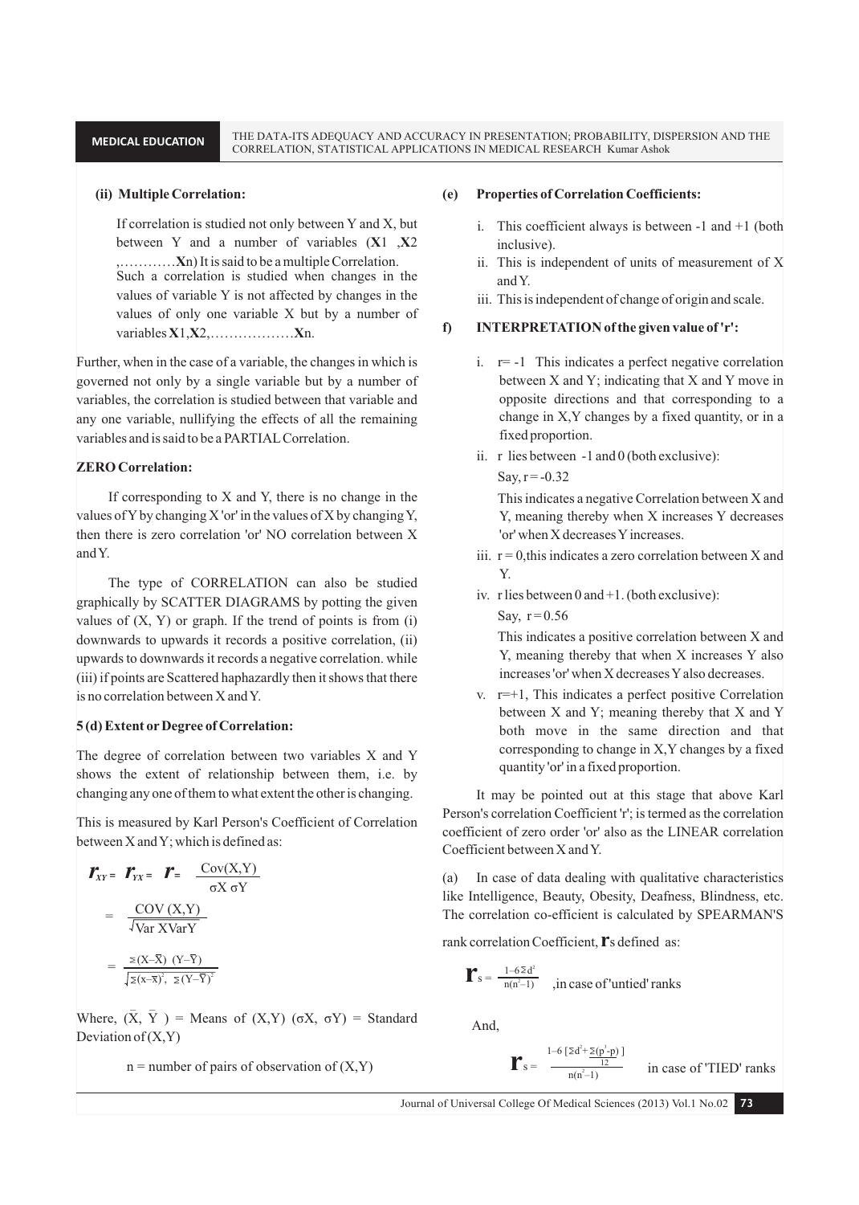**(ii) Multiple Correlation:**

If correlation is studied not only between Y and X, but between Y and a number of variables (**X**1 ,**X**2 ,…………**X**n) It is said to be a multiple Correlation. Such a correlation is studied when changes in the values of variable Y is not affected by changes in the values of only one variable X but by a number of variables **X**1,**X**2,………………**X**n.

Further, when in the case of a variable, the changes in which is governed not only by a single variable but by a number of variables, the correlation is studied between that variable and any one variable, nullifying the effects of all the remaining variables and is said to be a PARTIAL Correlation.

**ZERO Correlation:**

If corresponding to X and Y, there is no change in the values of Y by changing X 'or' in the values of X by changing Y, then there is zero correlation 'or' NO correlation between X and Y.

The type of CORRELATION can also be studied graphically by SCATTER DIAGRAMS by potting the given values of (X, Y) or graph. If the trend of points is from (i) downwards to upwards it records a positive correlation, (ii) upwards to downwards it records a negative correlation. while (iii) if points are Scattered haphazardly then it shows that there is no correlation between X and Y.

**5 (d) Extent or Degree of Correlation:**

The degree of correlation between two variables X and Y shows the extent of relationship between them, i.e. by changing any one of them to what extent the other is changing.

This is measured by Karl Person's Coefficient of Correlation between X and Y; which is defined as:

$$r_{XY} = r_{YX} = r = \frac{\text{Cov}(X,Y)}{\sigma X \, \sigma Y}$$

$$= \frac{\text{COV}(X,Y)}{\sqrt{\text{Var X Var Y}}}$$

$$= \frac{\Sigma(X-\bar{X})\,(Y-\bar{Y})}{\sqrt{\Sigma(x-\bar{x})^2,\ \Sigma(Y-\bar{Y})^2}}$$

Where, $(\bar{X}, \bar{Y})$ = Means of (X,Y) $(\sigma X, \sigma Y)$ = Standard Deviation of (X,Y)

n = number of pairs of observation of (X,Y)

**(e) Properties of Correlation Coefficients:**

i. This coefficient always is between -1 and +1 (both inclusive).
ii. This is independent of units of measurement of X and Y.
iii. This is independent of change of origin and scale.

**f) INTERPRETATION of the given value of 'r':**

i. r= -1 This indicates a perfect negative correlation between X and Y; indicating that X and Y move in opposite directions and that corresponding to a change in X,Y changes by a fixed quantity, or in a fixed proportion.
ii. r lies between -1 and 0 (both exclusive):
 Say, r = -0.32
 This indicates a negative Correlation between X and Y, meaning thereby when X increases Y decreases 'or' when X decreases Y increases.
iii. r = 0,this indicates a zero correlation between X and Y.
iv. r lies between 0 and +1. (both exclusive):
 Say, r = 0.56
 This indicates a positive correlation between X and Y, meaning thereby that when X increases Y also increases 'or' when X decreases Y also decreases.
v. r=+1, This indicates a perfect positive Correlation between X and Y; meaning thereby that X and Y both move in the same direction and that corresponding to change in X,Y changes by a fixed quantity 'or' in a fixed proportion.

It may be pointed out at this stage that above Karl Person's correlation Coefficient 'r'; is termed as the correlation coefficient of zero order 'or' also as the LINEAR correlation Coefficient between X and Y.

(a) In case of data dealing with qualitative characteristics like Intelligence, Beauty, Obesity, Deafness, Blindness, etc. The correlation co-efficient is calculated by SPEARMAN'S rank correlation Coefficient, $r_s$ defined as:

$$r_s = \frac{1-6\Sigma d^2}{n(n^2-1)}$$ ,in case of 'untied' ranks

And,

$$r_s = \frac{1-6\left[\Sigma d^2 + \frac{\Sigma(p^3-p)}{12}\right]}{n(n^2-1)}$$ in case of 'TIED' ranks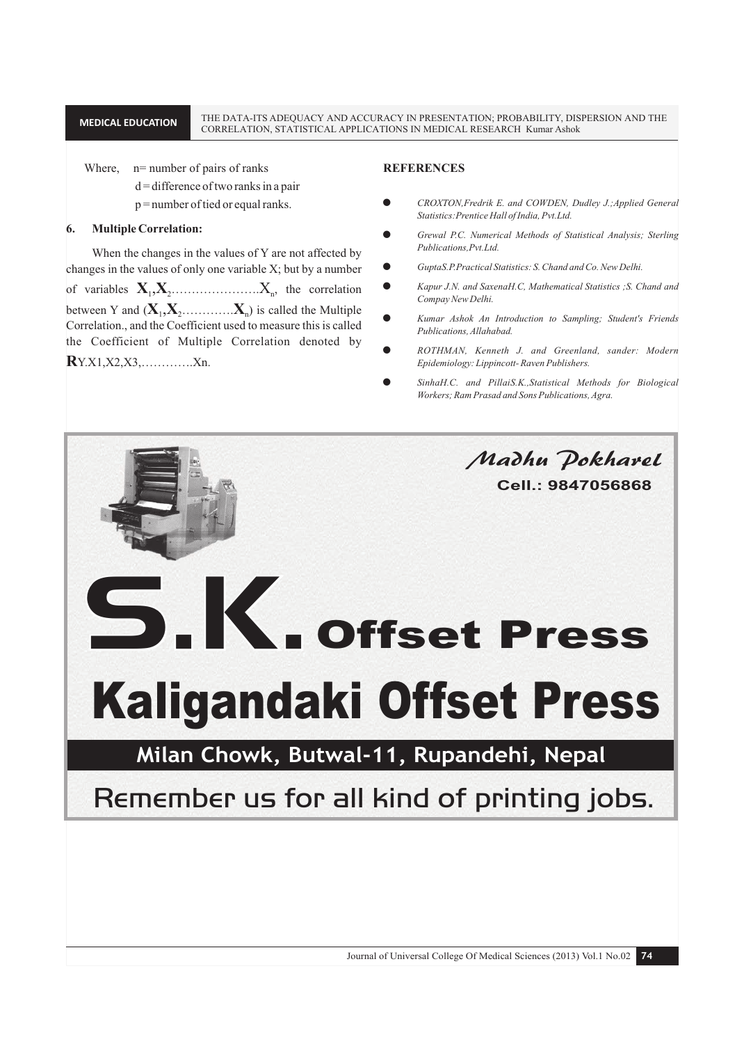Where, n= number of pairs of ranks

d = difference of two ranks in a pair

p = number of tied or equal ranks.

### 6. Multiple Correlation:

When the changes in the values of Y are not affected by changes in the values of only one variable X; but by a number of variables $X_1, X_2 \ldots\ldots X_n$, the correlation between Y and $(X_1, X_2 \ldots\ldots X_n)$ is called the Multiple Correlation., and the Coefficient used to measure this is called the Coefficient of Multiple Correlation denoted by $R_{Y.X1,X2,X3,\ldots\ldots Xn}$.

## REFERENCES

- *CROXTON,Fredrik E. and COWDEN, Dudley J.;Applied General Statistics:Prentice Hall of India, Pvt.Ltd.*
- *Grewal P.C. Numerical Methods of Statistical Analysis; Sterling Publications,Pvt.Ltd.*
- *GuptaS.P.Practical Statistics: S. Chand and Co. New Delhi.*
- *Kapur J.N. and SaxenaH.C, Mathematical Statistics ;S. Chand and Compay New Delhi.*
- *Kumar Ashok An Introduction to Sampling; Student's Friends Publications, Allahabad.*
- *ROTHMAN, Kenneth J. and Greenland, sander: Modern Epidemiology: Lippincott- Raven Publishers.*
- *SinhaH.C. and PillaiS.K.,Statistical Methods for Biological Workers; Ram Prasad and Sons Publications, Agra.*

Madhu Pokharel

Cell.: 9847056868

**S.K. Offset Press**

**Kaligandaki Offset Press**

Milan Chowk, Butwal-11, Rupandehi, Nepal

Remember us for all kind of printing jobs.